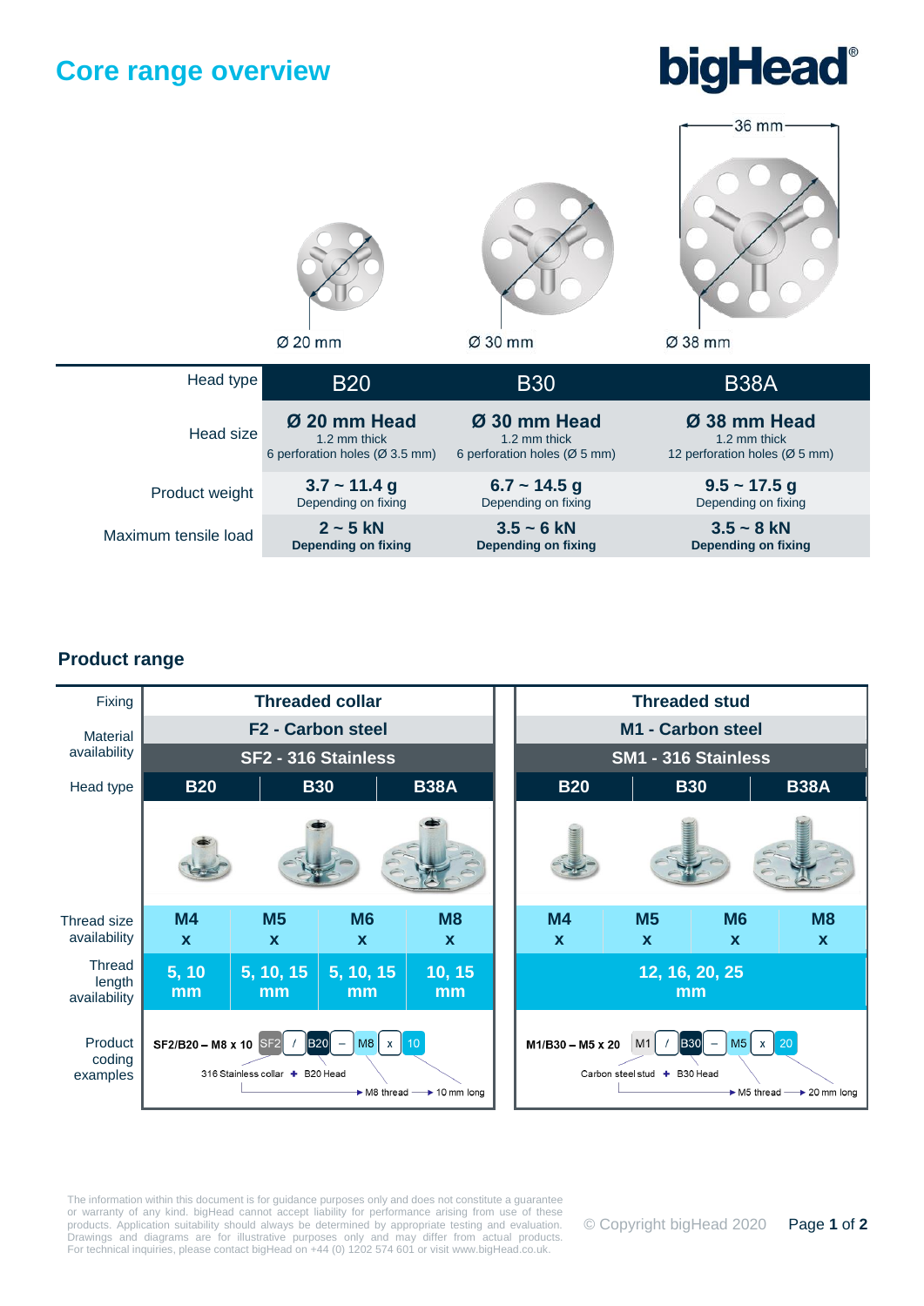# Core range overview

**bigHead®**

36 mm

Ø 20 mm | Ø 30 mm | Ø 38 mm

| Head type | B20 | B30 | B38A |
|---|---|---|---|
| Head size | **Ø 20 mm Head** 1.2 mm thick 6 perforation holes (Ø 3.5 mm) | **Ø 30 mm Head** 1.2 mm thick 6 perforation holes (Ø 5 mm) | **Ø 38 mm Head** 1.2 mm thick 12 perforation holes (Ø 5 mm) |
| Product weight | **3.7 ~ 11.4 g** Depending on fixing | **6.7 ~ 14.5 g** Depending on fixing | **9.5 ~ 17.5 g** Depending on fixing |
| Maximum tensile load | **2 ~ 5 kN** **Depending on fixing** | **3.5 ~ 6 kN** **Depending on fixing** | **3.5 ~ 8 kN** **Depending on fixing** |

## Product range

| Fixing | Threaded collar | | | | Threaded stud | | | |
|---|---|---|---|---|---|---|---|---|
| Material availability | F2 - Carbon steel<br>SF2 - 316 Stainless | | | | M1 - Carbon steel<br>SM1 - 316 Stainless | | | |
| Head type | B20 | B30 | B38A | | B20 | B30 | B38A | |
| Thread size availability | M4 x | M5 x | M6 x | M8 x | M4 x | M5 x | M6 x | M8 x |
| Thread length availability | 5, 10 mm | 5, 10, 15 mm | 5, 10, 15 mm | 10, 15 mm | 12, 16, 20, 25 mm | | | |
| Product coding examples | **SF2/B20 – M8 x 10**: SF2 / B20 – M8 x 10 (316 Stainless collar + B20 Head → M8 thread → 10 mm long) | | | | **M1/B30 – M5 x 20**: M1 / B30 – M5 x 20 (Carbon steel stud + B30 Head → M5 thread → 20 mm long) | | | |

The information within this document is for guidance purposes only and does not constitute a guarantee or warranty of any kind. bigHead cannot accept liability for performance arising from use of these products. Application suitability should always be determined by appropriate testing and evaluation. Drawings and diagrams are for illustrative purposes only and may differ from actual products. For technical inquiries, please contact bigHead on +44 (0) 1202 574 601 or visit www.bigHead.co.uk.

© Copyright bigHead 2020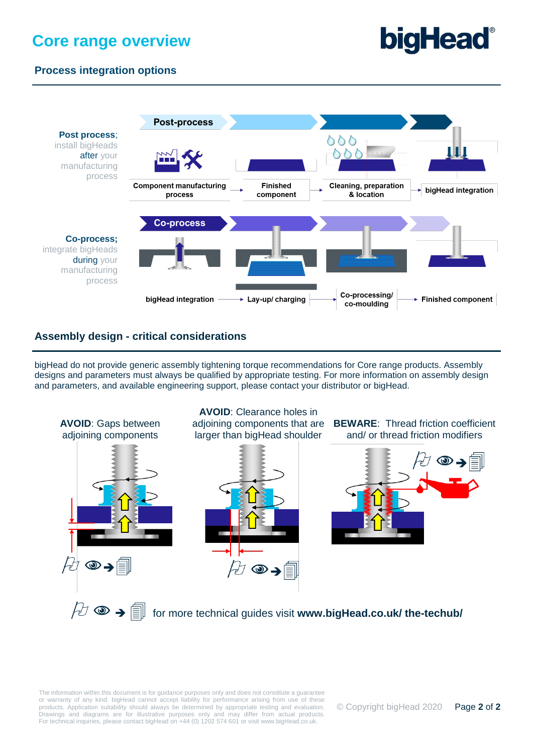# Core range overview

## Process integration options

**Post process**; install bigHeads after your manufacturing process

Post-process

Component manufacturing process → Finished component → Cleaning, preparation & location → bigHead integration

**Co-process;** integrate bigHeads during your manufacturing process

Co-process

bigHead integration → Lay-up/ charging → Co-processing/ co-moulding → Finished component

## Assembly design - critical considerations

bigHead do not provide generic assembly tightening torque recommendations for Core range products. Assembly designs and parameters must always be qualified by appropriate testing. For more information on assembly design and parameters, and available engineering support, please contact your distributor or bigHead.

**AVOID**: Gaps between adjoining components

**AVOID**: Clearance holes in adjoining components that are larger than bigHead shoulder

**BEWARE**: Thread friction coefficient and/ or thread friction modifiers

for more technical guides visit **www.bigHead.co.uk/ the-techub/**

The information within this document is for guidance purposes only and does not constitute a guarantee or warranty of any kind. bigHead cannot accept liability for performance arising from use of these products. Application suitability should always be determined by appropriate testing and evaluation. Drawings and diagrams are for illustrative purposes only and may differ from actual products. For technical inquiries, please contact bigHead on +44 (0) 1202 574 601 or visit www.bigHead.co.uk.

© Copyright bigHead 2020